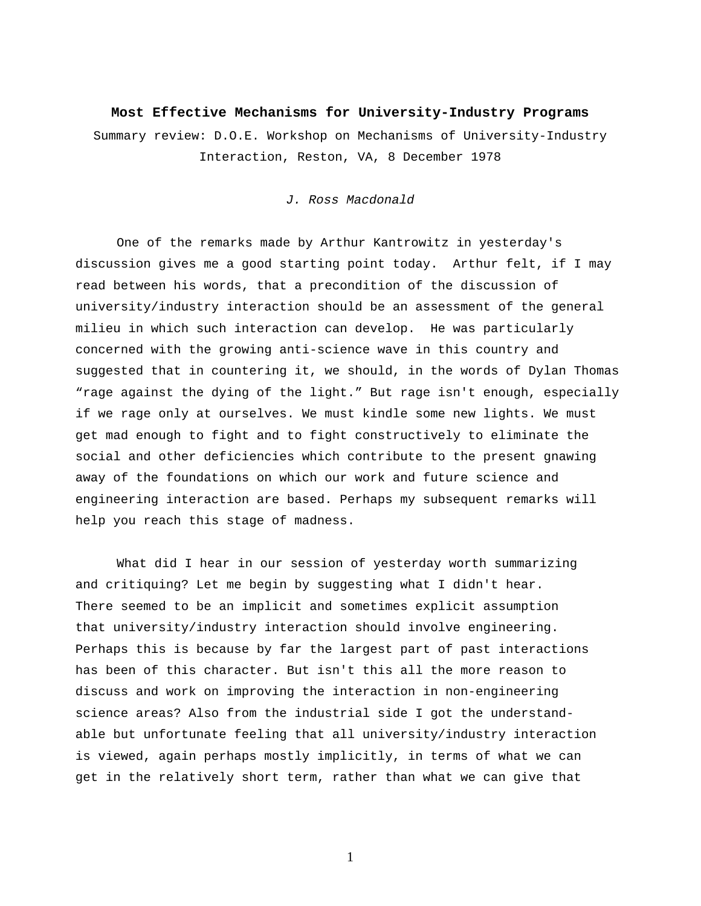**Most Effective Mechanisms for University-Industry Programs**

Summary review: D.O.E. Workshop on Mechanisms of University-Industry Interaction, Reston, VA, 8 December 1978

*J. Ross Macdonald*

One of the remarks made by Arthur Kantrowitz in yesterday's discussion gives me a good starting point today. Arthur felt, if I may read between his words, that a precondition of the discussion of university/industry interaction should be an assessment of the general milieu in which such interaction can develop. He was particularly concerned with the growing anti-science wave in this country and suggested that in countering it, we should, in the words of Dylan Thomas "rage against the dying of the light." But rage isn't enough, especially if we rage only at ourselves. We must kindle some new lights. We must get mad enough to fight and to fight constructively to eliminate the social and other deficiencies which contribute to the present gnawing away of the foundations on which our work and future science and engineering interaction are based. Perhaps my subsequent remarks will help you reach this stage of madness.

What did I hear in our session of yesterday worth summarizing and critiquing? Let me begin by suggesting what I didn't hear. There seemed to be an implicit and sometimes explicit assumption that university/industry interaction should involve engineering. Perhaps this is because by far the largest part of past interactions has been of this character. But isn't this all the more reason to discuss and work on improving the interaction in non-engineering science areas? Also from the industrial side I got the understandable but unfortunate feeling that all university/industry interaction is viewed, again perhaps mostly implicitly, in terms of what we can get in the relatively short term, rather than what we can give that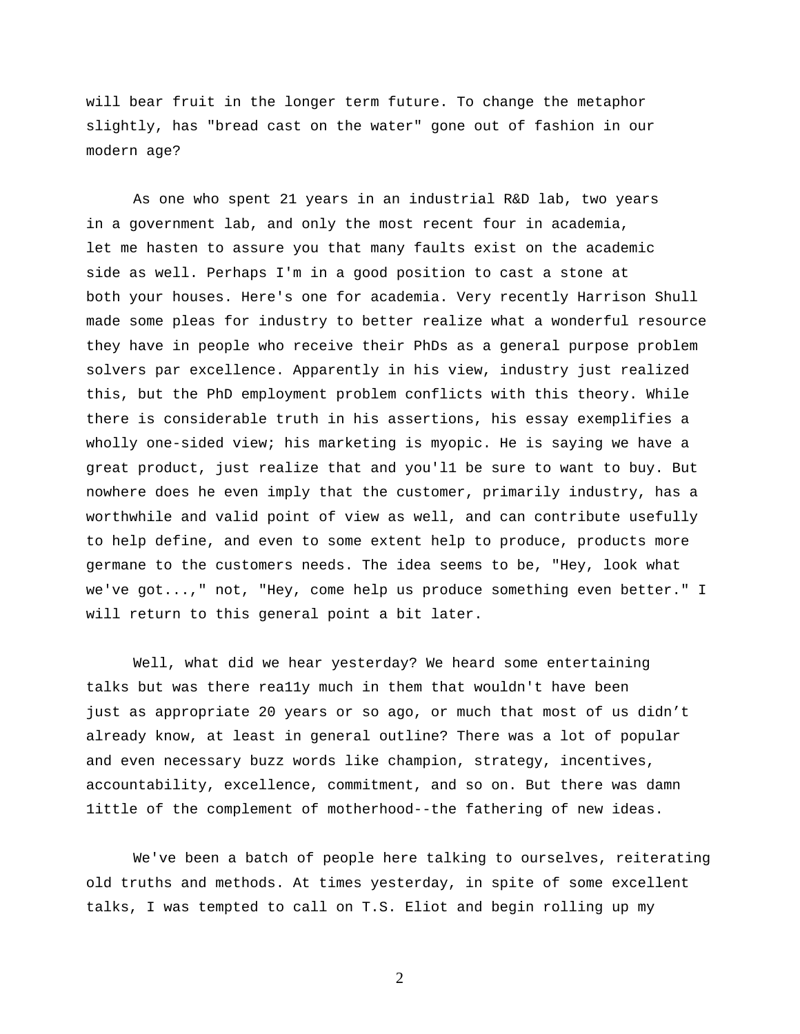will bear fruit in the longer term future. To change the metaphor slightly, has "bread cast on the water" gone out of fashion in our modern age?

As one who spent 21 years in an industrial R&D lab, two years in a government lab, and only the most recent four in academia, let me hasten to assure you that many faults exist on the academic side as well. Perhaps I'm in a good position to cast a stone at both your houses. Here's one for academia. Very recently Harrison Shull made some pleas for industry to better realize what a wonderful resource they have in people who receive their PhDs as a general purpose problem solvers par excellence. Apparently in his view, industry just realized this, but the PhD employment problem conflicts with this theory. While there is considerable truth in his assertions, his essay exemplifies a wholly one-sided view; his marketing is myopic. He is saying we have a great product, just realize that and you'l1 be sure to want to buy. But nowhere does he even imply that the customer, primarily industry, has a worthwhile and valid point of view as well, and can contribute usefully to help define, and even to some extent help to produce, products more germane to the customers needs. The idea seems to be, "Hey, look what we've got...," not, "Hey, come help us produce something even better." I will return to this general point a bit later.

Well, what did we hear yesterday? We heard some entertaining talks but was there rea11y much in them that wouldn't have been just as appropriate 20 years or so ago, or much that most of us didn't already know, at least in general outline? There was a lot of popular and even necessary buzz words like champion, strategy, incentives, accountability, excellence, commitment, and so on. But there was damn 1ittle of the complement of motherhood--the fathering of new ideas.

We've been a batch of people here talking to ourselves, reiterating old truths and methods. At times yesterday, in spite of some excellent talks, I was tempted to call on T.S. Eliot and begin rolling up my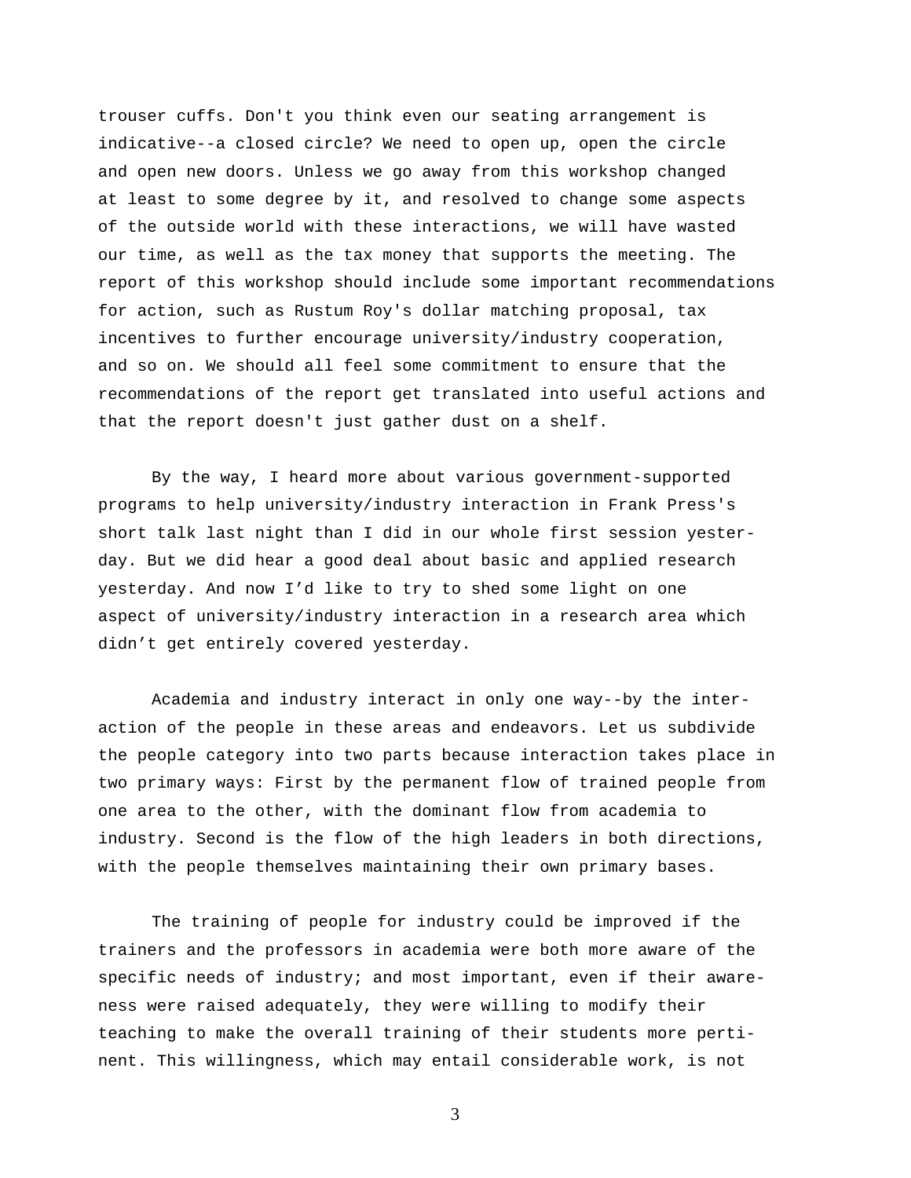trouser cuffs. Don't you think even our seating arrangement is indicative--a closed circle? We need to open up, open the circle and open new doors. Unless we go away from this workshop changed at least to some degree by it, and resolved to change some aspects of the outside world with these interactions, we will have wasted our time, as well as the tax money that supports the meeting. The report of this workshop should include some important recommendations for action, such as Rustum Roy's dollar matching proposal, tax incentives to further encourage university/industry cooperation, and so on. We should all feel some commitment to ensure that the recommendations of the report get translated into useful actions and that the report doesn't just gather dust on a shelf.

By the way, I heard more about various government-supported programs to help university/industry interaction in Frank Press's short talk last night than I did in our whole first session yesterday. But we did hear a good deal about basic and applied research yesterday. And now I'd like to try to shed some light on one aspect of university/industry interaction in a research area which didn't get entirely covered yesterday.

Academia and industry interact in only one way--by the interaction of the people in these areas and endeavors. Let us subdivide the people category into two parts because interaction takes place in two primary ways: First by the permanent flow of trained people from one area to the other, with the dominant flow from academia to industry. Second is the flow of the high leaders in both directions, with the people themselves maintaining their own primary bases.

The training of people for industry could be improved if the trainers and the professors in academia were both more aware of the specific needs of industry; and most important, even if their awareness were raised adequately, they were willing to modify their teaching to make the overall training of their students more pertinent. This willingness, which may entail considerable work, is not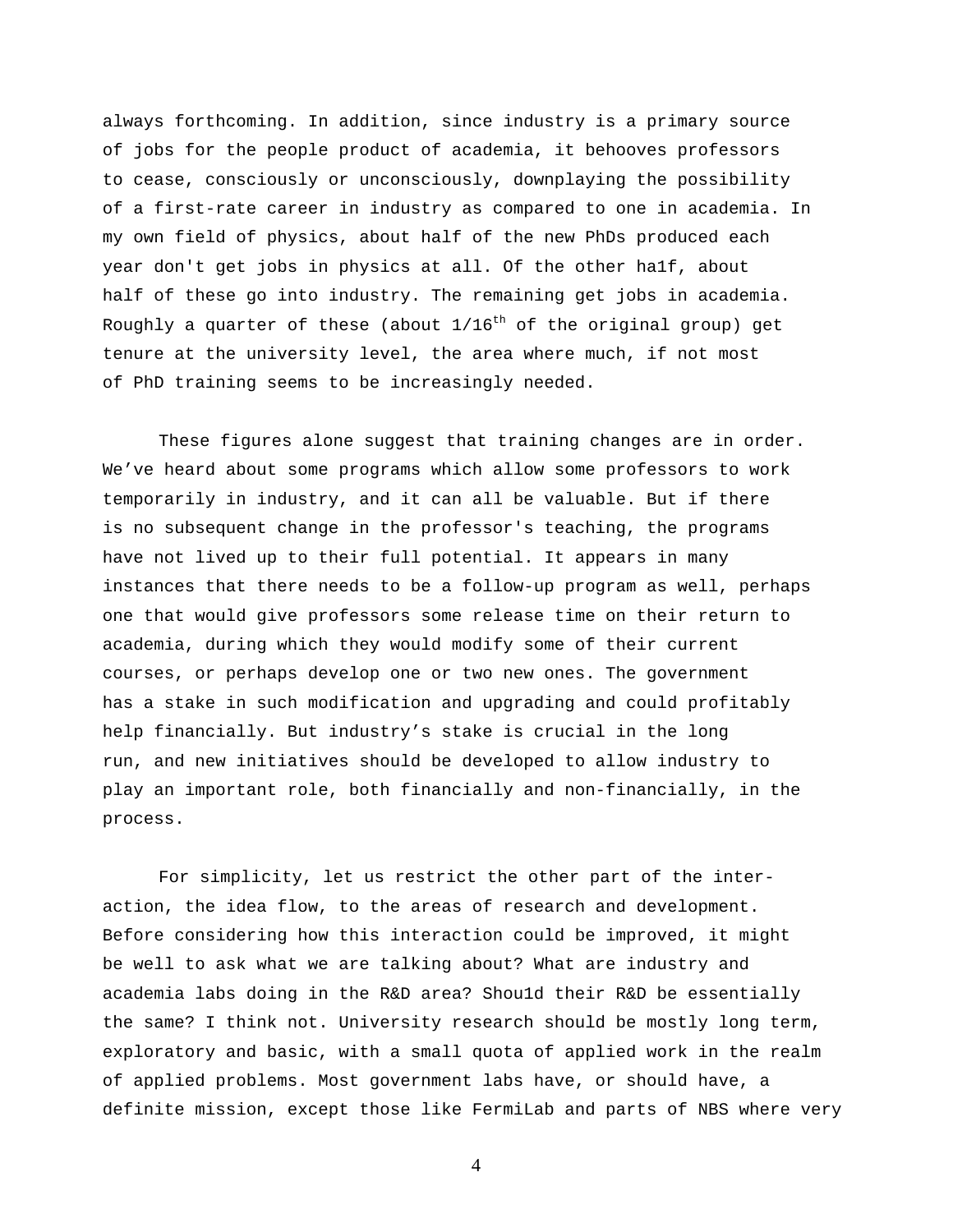always forthcoming. In addition, since industry is a primary source of jobs for the people product of academia, it behooves professors to cease, consciously or unconsciously, downplaying the possibility of a first-rate career in industry as compared to one in academia. In my own field of physics, about half of the new PhDs produced each year don't get jobs in physics at all. Of the other ha1f, about half of these go into industry. The remaining get jobs in academia. Roughly a quarter of these (about 1/16th of the original group) get tenure at the university level, the area where much, if not most of PhD training seems to be increasingly needed.

These figures alone suggest that training changes are in order. We've heard about some programs which allow some professors to work temporarily in industry, and it can all be valuable. But if there is no subsequent change in the professor's teaching, the programs have not lived up to their full potential. It appears in many instances that there needs to be a follow-up program as well, perhaps one that would give professors some release time on their return to academia, during which they would modify some of their current courses, or perhaps develop one or two new ones. The government has a stake in such modification and upgrading and could profitably help financially. But industry's stake is crucial in the long run, and new initiatives should be developed to allow industry to play an important role, both financially and non-financially, in the process.

For simplicity, let us restrict the other part of the interaction, the idea flow, to the areas of research and development. Before considering how this interaction could be improved, it might be well to ask what we are talking about? What are industry and academia labs doing in the R&D area? Shou1d their R&D be essentially the same? I think not. University research should be mostly long term, exploratory and basic, with a small quota of applied work in the realm of applied problems. Most government labs have, or should have, a definite mission, except those like FermiLab and parts of NBS where very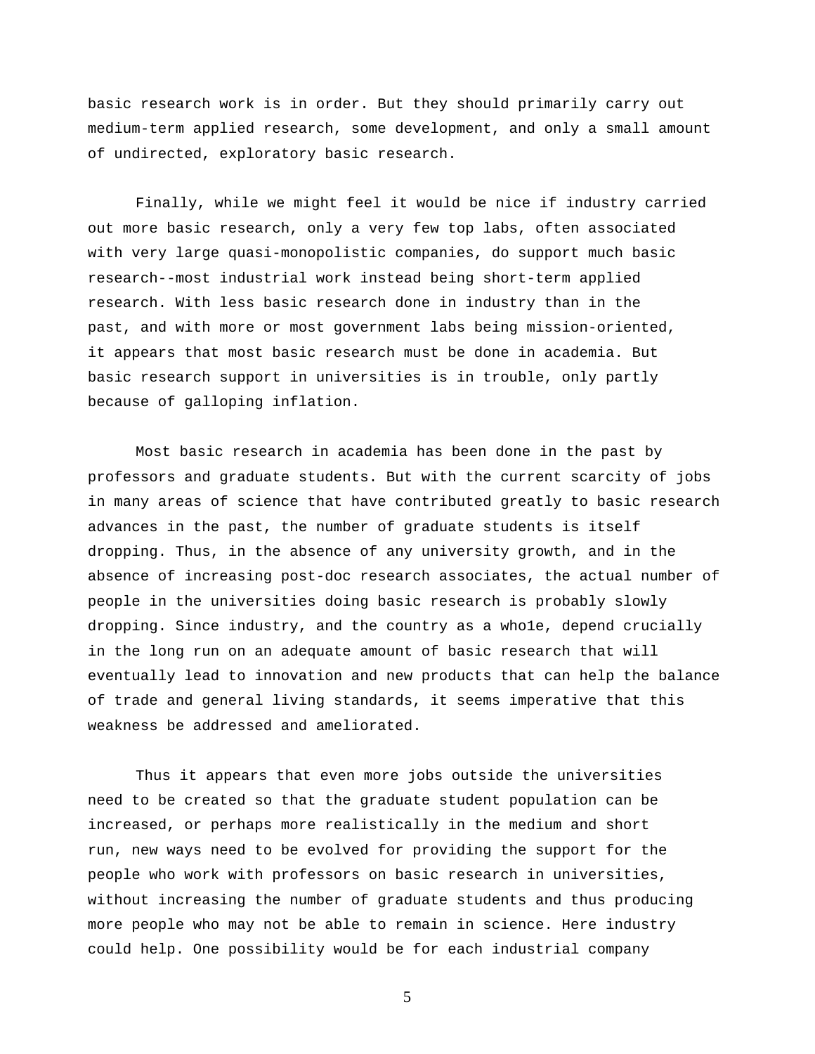basic research work is in order. But they should primarily carry out medium-term applied research, some development, and only a small amount of undirected, exploratory basic research.

Finally, while we might feel it would be nice if industry carried out more basic research, only a very few top labs, often associated with very large quasi-monopolistic companies, do support much basic research--most industrial work instead being short-term applied research. With less basic research done in industry than in the past, and with more or most government labs being mission-oriented, it appears that most basic research must be done in academia. But basic research support in universities is in trouble, only partly because of galloping inflation.

Most basic research in academia has been done in the past by professors and graduate students. But with the current scarcity of jobs in many areas of science that have contributed greatly to basic research advances in the past, the number of graduate students is itself dropping. Thus, in the absence of any university growth, and in the absence of increasing post-doc research associates, the actual number of people in the universities doing basic research is probably slowly dropping. Since industry, and the country as a who1e, depend crucially in the long run on an adequate amount of basic research that will eventually lead to innovation and new products that can help the balance of trade and general living standards, it seems imperative that this weakness be addressed and ameliorated.

Thus it appears that even more jobs outside the universities need to be created so that the graduate student population can be increased, or perhaps more realistically in the medium and short run, new ways need to be evolved for providing the support for the people who work with professors on basic research in universities, without increasing the number of graduate students and thus producing more people who may not be able to remain in science. Here industry could help. One possibility would be for each industrial company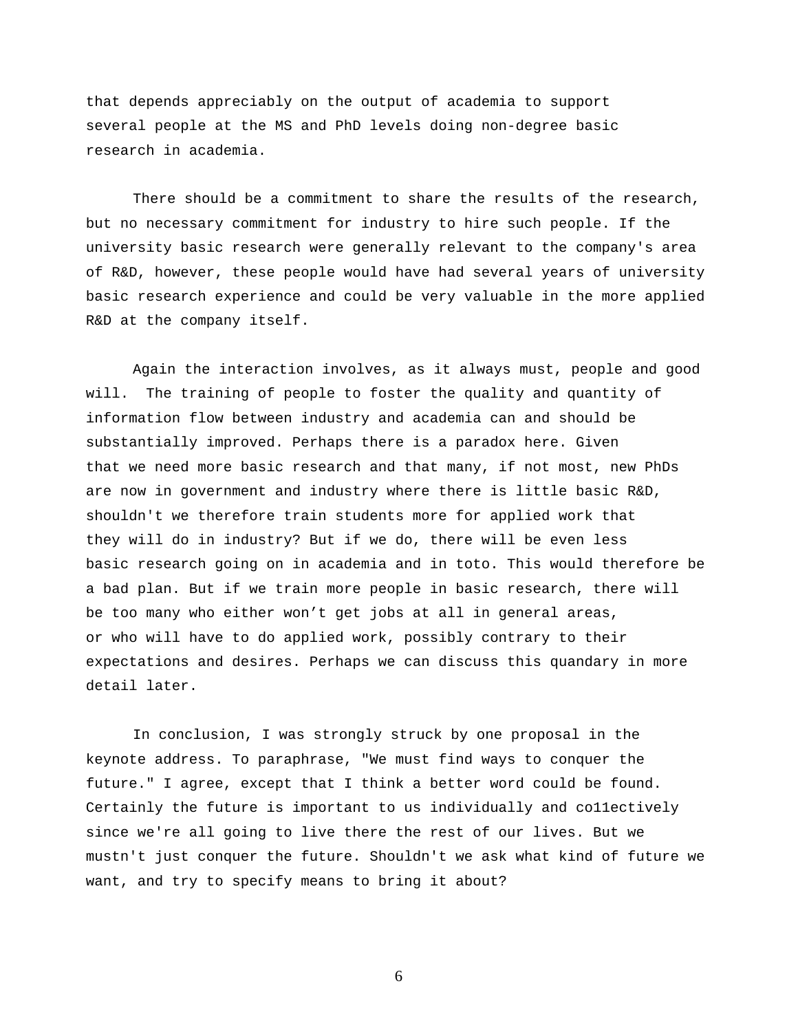that depends appreciably on the output of academia to support several people at the MS and PhD levels doing non-degree basic research in academia.

There should be a commitment to share the results of the research, but no necessary commitment for industry to hire such people. If the university basic research were generally relevant to the company's area of R&D, however, these people would have had several years of university basic research experience and could be very valuable in the more applied R&D at the company itself.

Again the interaction involves, as it always must, people and good will. The training of people to foster the quality and quantity of information flow between industry and academia can and should be substantially improved. Perhaps there is a paradox here. Given that we need more basic research and that many, if not most, new PhDs are now in government and industry where there is little basic R&D, shouldn't we therefore train students more for applied work that they will do in industry? But if we do, there will be even less basic research going on in academia and in toto. This would therefore be a bad plan. But if we train more people in basic research, there will be too many who either won’t get jobs at all in general areas, or who will have to do applied work, possibly contrary to their expectations and desires. Perhaps we can discuss this quandary in more detail later.

In conclusion, I was strongly struck by one proposal in the keynote address. To paraphrase, "We must find ways to conquer the future." I agree, except that I think a better word could be found. Certainly the future is important to us individually and co11ectively since we're all going to live there the rest of our lives. But we mustn't just conquer the future. Shouldn't we ask what kind of future we want, and try to specify means to bring it about?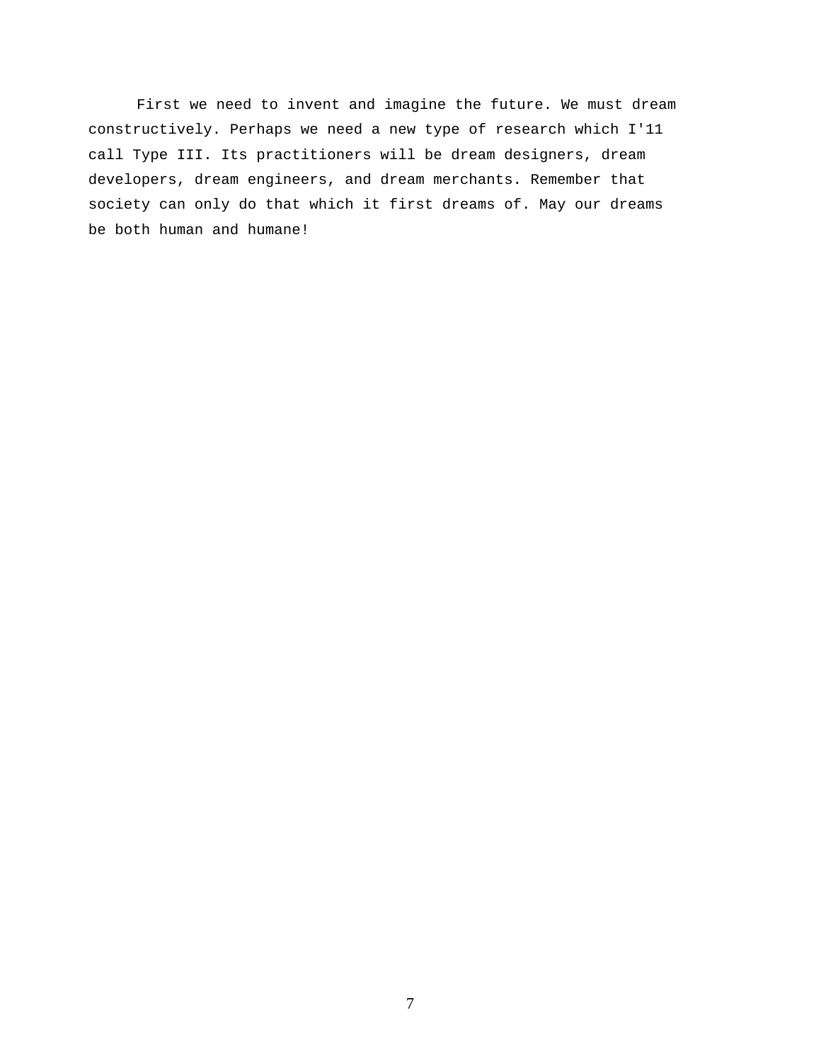First we need to invent and imagine the future. We must dream constructively. Perhaps we need a new type of research which I'11 call Type III. Its practitioners will be dream designers, dream developers, dream engineers, and dream merchants. Remember that society can only do that which it first dreams of. May our dreams be both human and humane!